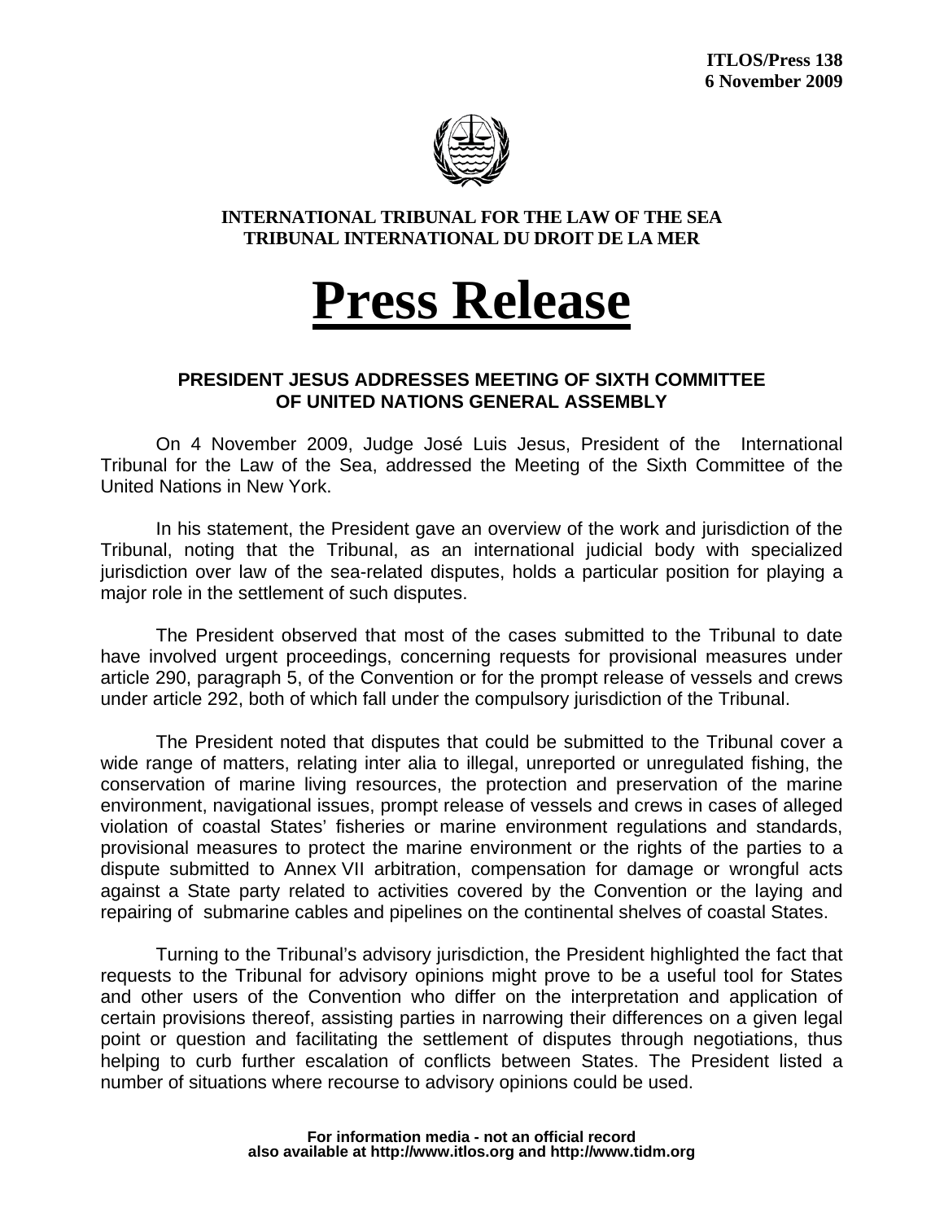**ITLOS/Press 138**
**6 November 2009**

**INTERNATIONAL TRIBUNAL FOR THE LAW OF THE SEA**
**TRIBUNAL INTERNATIONAL DU DROIT DE LA MER**

# Press Release

## PRESIDENT JESUS ADDRESSES MEETING OF SIXTH COMMITTEE OF UNITED NATIONS GENERAL ASSEMBLY

On 4 November 2009, Judge José Luis Jesus, President of the International Tribunal for the Law of the Sea, addressed the Meeting of the Sixth Committee of the United Nations in New York.

In his statement, the President gave an overview of the work and jurisdiction of the Tribunal, noting that the Tribunal, as an international judicial body with specialized jurisdiction over law of the sea-related disputes, holds a particular position for playing a major role in the settlement of such disputes.

The President observed that most of the cases submitted to the Tribunal to date have involved urgent proceedings, concerning requests for provisional measures under article 290, paragraph 5, of the Convention or for the prompt release of vessels and crews under article 292, both of which fall under the compulsory jurisdiction of the Tribunal.

The President noted that disputes that could be submitted to the Tribunal cover a wide range of matters, relating inter alia to illegal, unreported or unregulated fishing, the conservation of marine living resources, the protection and preservation of the marine environment, navigational issues, prompt release of vessels and crews in cases of alleged violation of coastal States' fisheries or marine environment regulations and standards, provisional measures to protect the marine environment or the rights of the parties to a dispute submitted to Annex VII arbitration, compensation for damage or wrongful acts against a State party related to activities covered by the Convention or the laying and repairing of submarine cables and pipelines on the continental shelves of coastal States.

Turning to the Tribunal's advisory jurisdiction, the President highlighted the fact that requests to the Tribunal for advisory opinions might prove to be a useful tool for States and other users of the Convention who differ on the interpretation and application of certain provisions thereof, assisting parties in narrowing their differences on a given legal point or question and facilitating the settlement of disputes through negotiations, thus helping to curb further escalation of conflicts between States. The President listed a number of situations where recourse to advisory opinions could be used.

**For information media - not an official record**
**also available at http://www.itlos.org and http://www.tidm.org**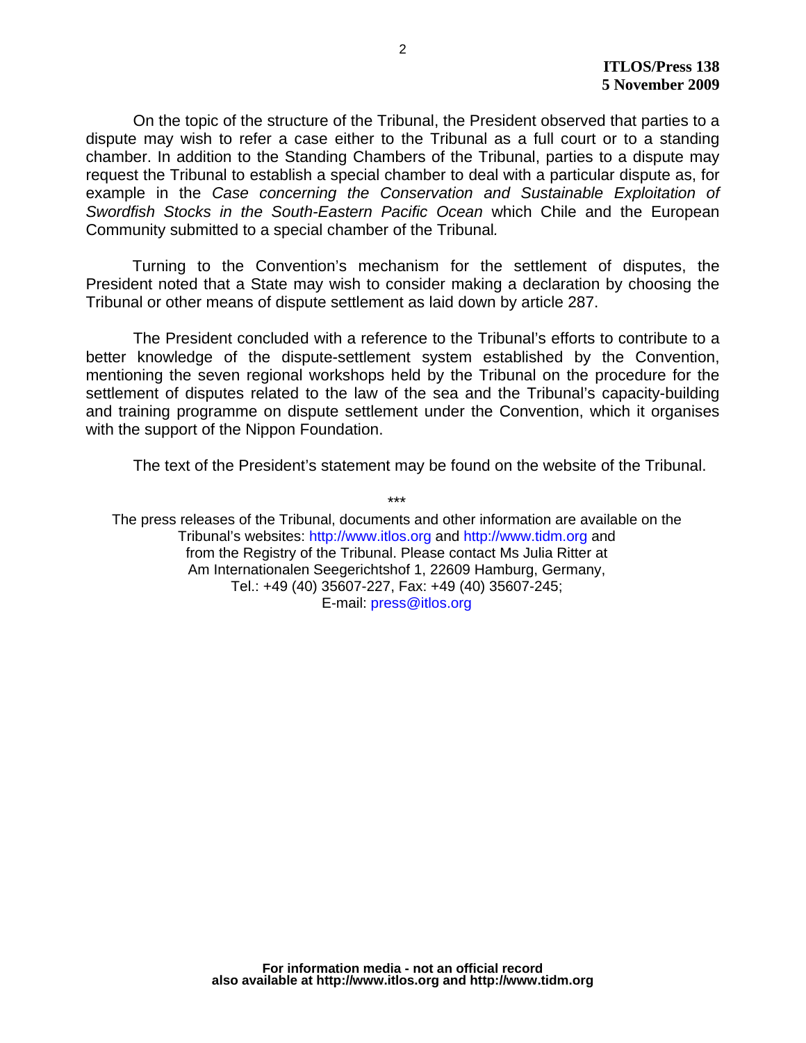On the topic of the structure of the Tribunal, the President observed that parties to a dispute may wish to refer a case either to the Tribunal as a full court or to a standing chamber. In addition to the Standing Chambers of the Tribunal, parties to a dispute may request the Tribunal to establish a special chamber to deal with a particular dispute as, for example in the *Case concerning the Conservation and Sustainable Exploitation of Swordfish Stocks in the South-Eastern Pacific Ocean* which Chile and the European Community submitted to a special chamber of the Tribunal.

Turning to the Convention's mechanism for the settlement of disputes, the President noted that a State may wish to consider making a declaration by choosing the Tribunal or other means of dispute settlement as laid down by article 287.

The President concluded with a reference to the Tribunal's efforts to contribute to a better knowledge of the dispute-settlement system established by the Convention, mentioning the seven regional workshops held by the Tribunal on the procedure for the settlement of disputes related to the law of the sea and the Tribunal's capacity-building and training programme on dispute settlement under the Convention, which it organises with the support of the Nippon Foundation.

The text of the President's statement may be found on the website of the Tribunal.

\*\*\*

The press releases of the Tribunal, documents and other information are available on the Tribunal's websites: http://www.itlos.org and http://www.tidm.org and from the Registry of the Tribunal. Please contact Ms Julia Ritter at Am Internationalen Seegerichtshof 1, 22609 Hamburg, Germany, Tel.: +49 (40) 35607-227, Fax: +49 (40) 35607-245; E-mail: press@itlos.org